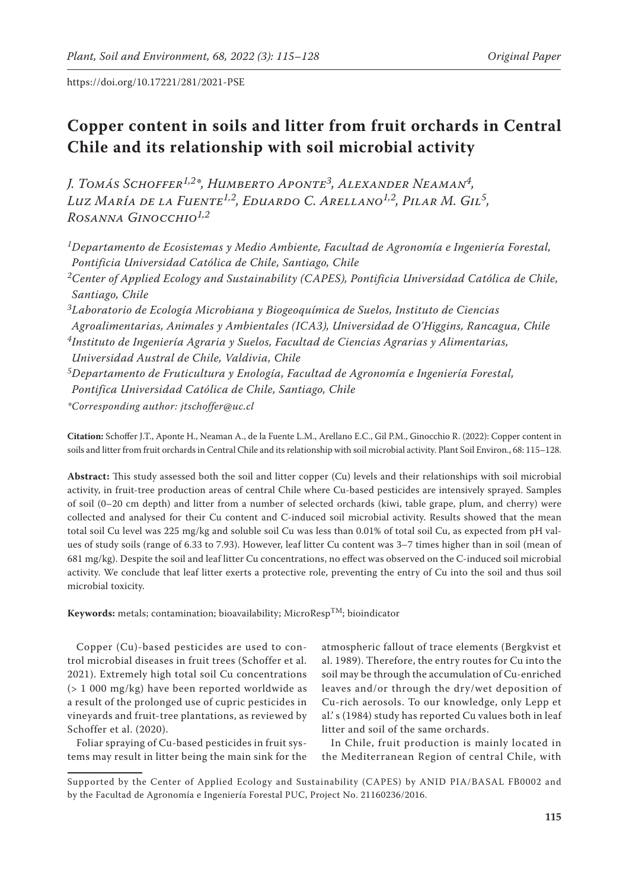https://doi.org/10.17221/281/2021-PSE

# Copper content in soils and litter from fruit orchards in Central Chile and its relationship with soil microbial activity

*J. Tomás Schoffer[1,2]\*, Humberto Aponte[3], Alexander Neaman[4], Luz María de la Fuente[1,2], Eduardo C. Arellano[1,2], Pilar M. Gil[5], Rosanna Ginocchio[1,2]*

*[1]Departamento de Ecosistemas y Medio Ambiente, Facultad de Agronomía e Ingeniería Forestal, Pontificia Universidad Católica de Chile, Santiago, Chile*
*[2]Center of Applied Ecology and Sustainability (CAPES), Pontificia Universidad Católica de Chile, Santiago, Chile*
*[3]Laboratorio de Ecología Microbiana y Biogeoquímica de Suelos, Instituto de Ciencias Agroalimentarias, Animales y Ambientales (ICA3), Universidad de O'Higgins, Rancagua, Chile*
*[4]Instituto de Ingeniería Agraria y Suelos, Facultad de Ciencias Agrarias y Alimentarias, Universidad Austral de Chile, Valdivia, Chile*
*[5]Departamento de Fruticultura y Enología, Facultad de Agronomía e Ingeniería Forestal, Pontifica Universidad Católica de Chile, Santiago, Chile*
*\*Corresponding author: jtschoffer@uc.cl*

**Citation:** Schoffer J.T., Aponte H., Neaman A., de la Fuente L.M., Arellano E.C., Gil P.M., Ginocchio R. (2022): Copper content in soils and litter from fruit orchards in Central Chile and its relationship with soil microbial activity. Plant Soil Environ., 68: 115–128.

**Abstract:** This study assessed both the soil and litter copper (Cu) levels and their relationships with soil microbial activity, in fruit-tree production areas of central Chile where Cu-based pesticides are intensively sprayed. Samples of soil (0–20 cm depth) and litter from a number of selected orchards (kiwi, table grape, plum, and cherry) were collected and analysed for their Cu content and C-induced soil microbial activity. Results showed that the mean total soil Cu level was 225 mg/kg and soluble soil Cu was less than 0.01% of total soil Cu, as expected from pH values of study soils (range of 6.33 to 7.93). However, leaf litter Cu content was 3–7 times higher than in soil (mean of 681 mg/kg). Despite the soil and leaf litter Cu concentrations, no effect was observed on the C-induced soil microbial activity. We conclude that leaf litter exerts a protective role, preventing the entry of Cu into the soil and thus soil microbial toxicity.

**Keywords:** metals; contamination; bioavailability; MicroResp$^{TM}$; bioindicator

Copper (Cu)-based pesticides are used to control microbial diseases in fruit trees (Schoffer et al. 2021). Extremely high total soil Cu concentrations (> 1 000 mg/kg) have been reported worldwide as a result of the prolonged use of cupric pesticides in vineyards and fruit-tree plantations, as reviewed by Schoffer et al. (2020).

Foliar spraying of Cu-based pesticides in fruit systems may result in litter being the main sink for the atmospheric fallout of trace elements (Bergkvist et al. 1989). Therefore, the entry routes for Cu into the soil may be through the accumulation of Cu-enriched leaves and/or through the dry/wet deposition of Cu-rich aerosols. To our knowledge, only Lepp et al.' s (1984) study has reported Cu values both in leaf litter and soil of the same orchards.

In Chile, fruit production is mainly located in the Mediterranean Region of central Chile, with

Supported by the Center of Applied Ecology and Sustainability (CAPES) by ANID PIA/BASAL FB0002 and by the Facultad de Agronomía e Ingeniería Forestal PUC, Project No. 21160236/2016.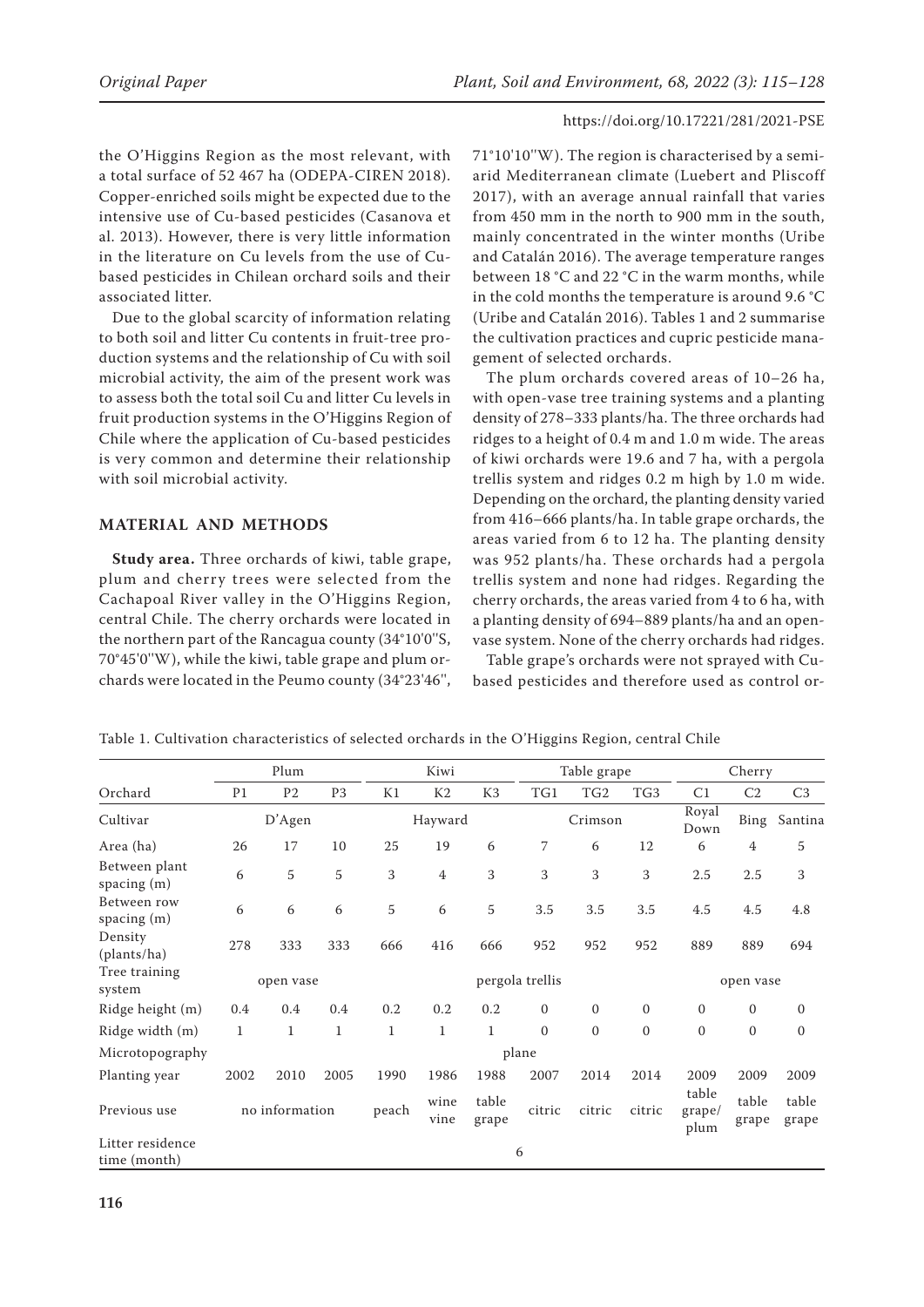the O'Higgins Region as the most relevant, with a total surface of 52 467 ha (ODEPA-CIREN 2018). Copper-enriched soils might be expected due to the intensive use of Cu-based pesticides (Casanova et al. 2013). However, there is very little information in the literature on Cu levels from the use of Cu-based pesticides in Chilean orchard soils and their associated litter.

Due to the global scarcity of information relating to both soil and litter Cu contents in fruit-tree production systems and the relationship of Cu with soil microbial activity, the aim of the present work was to assess both the total soil Cu and litter Cu levels in fruit production systems in the O'Higgins Region of Chile where the application of Cu-based pesticides is very common and determine their relationship with soil microbial activity.

## MATERIAL AND METHODS

**Study area.** Three orchards of kiwi, table grape, plum and cherry trees were selected from the Cachapoal River valley in the O'Higgins Region, central Chile. The cherry orchards were located in the northern part of the Rancagua county (34°10'0''S, 70°45'0''W), while the kiwi, table grape and plum orchards were located in the Peumo county (34°23'46'', 71°10'10''W). The region is characterised by a semi-arid Mediterranean climate (Luebert and Pliscoff 2017), with an average annual rainfall that varies from 450 mm in the north to 900 mm in the south, mainly concentrated in the winter months (Uribe and Catalán 2016). The average temperature ranges between 18 °C and 22 °C in the warm months, while in the cold months the temperature is around 9.6 °C (Uribe and Catalán 2016). Tables 1 and 2 summarise the cultivation practices and cupric pesticide management of selected orchards.

The plum orchards covered areas of 10–26 ha, with open-vase tree training systems and a planting density of 278–333 plants/ha. The three orchards had ridges to a height of 0.4 m and 1.0 m wide. The areas of kiwi orchards were 19.6 and 7 ha, with a pergola trellis system and ridges 0.2 m high by 1.0 m wide. Depending on the orchard, the planting density varied from 416–666 plants/ha. In table grape orchards, the areas varied from 6 to 12 ha. The planting density was 952 plants/ha. These orchards had a pergola trellis system and none had ridges. Regarding the cherry orchards, the areas varied from 4 to 6 ha, with a planting density of 694–889 plants/ha and an open-vase system. None of the cherry orchards had ridges.

Table grape's orchards were not sprayed with Cu-based pesticides and therefore used as control or-

Table 1. Cultivation characteristics of selected orchards in the O'Higgins Region, central Chile

| Orchard | Plum | | | Kiwi | | | Table grape | | | Cherry | | |
|---|---|---|---|---|---|---|---|---|---|---|---|---|
| | P1 | P2 | P3 | K1 | K2 | K3 | TG1 | TG2 | TG3 | C1 | C2 | C3 |
| Cultivar | D'Agen | | | Hayward | | | Crimson | | | Royal Down | Bing | Santina |
| Area (ha) | 26 | 17 | 10 | 25 | 19 | 6 | 7 | 6 | 12 | 6 | 4 | 5 |
| Between plant spacing (m) | 6 | 5 | 5 | 3 | 4 | 3 | 3 | 3 | 3 | 2.5 | 2.5 | 3 |
| Between row spacing (m) | 6 | 6 | 6 | 5 | 6 | 5 | 3.5 | 3.5 | 3.5 | 4.5 | 4.5 | 4.8 |
| Density (plants/ha) | 278 | 333 | 333 | 666 | 416 | 666 | 952 | 952 | 952 | 889 | 889 | 694 |
| Tree training system | open vase | | | pergola trellis | | | | | | open vase | | |
| Ridge height (m) | 0.4 | 0.4 | 0.4 | 0.2 | 0.2 | 0.2 | 0 | 0 | 0 | 0 | 0 | 0 |
| Ridge width (m) | 1 | 1 | 1 | 1 | 1 | 1 | 0 | 0 | 0 | 0 | 0 | 0 |
| Microtopography | plane | | | | | | | | | | | |
| Planting year | 2002 | 2010 | 2005 | 1990 | 1986 | 1988 | 2007 | 2014 | 2014 | 2009 | 2009 | 2009 |
| Previous use | no information | | | peach | wine vine | table grape | citric | citric | citric | table grape/plum | table grape | table grape |
| Litter residence time (month) | 6 | | | | | | | | | | | |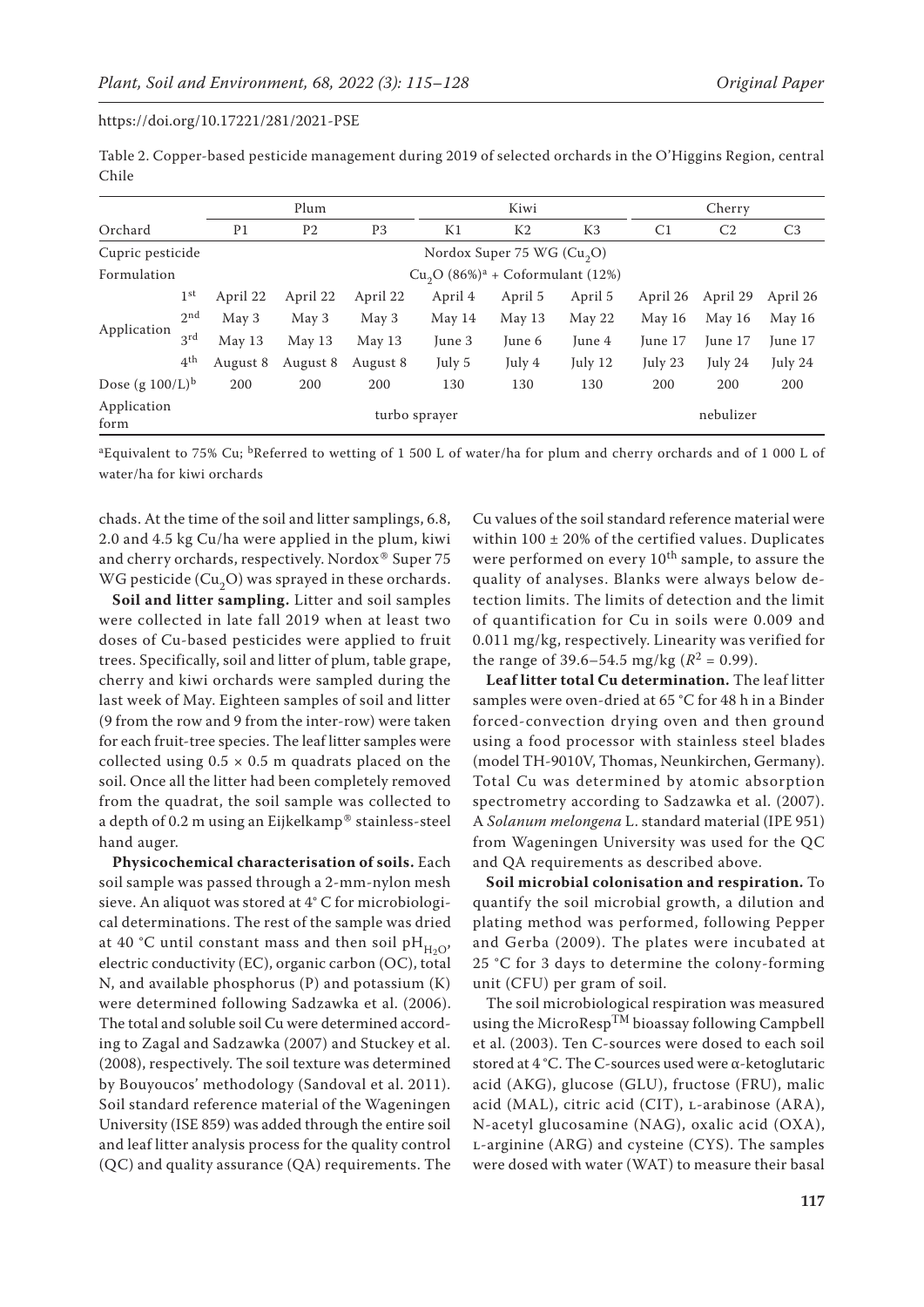Table 2. Copper-based pesticide management during 2019 of selected orchards in the O'Higgins Region, central Chile

| Orchard | | Plum | | | Kiwi | | | Cherry | | |
|---|---|---|---|---|---|---|---|---|---|---|
| | | P1 | P2 | P3 | K1 | K2 | K3 | C1 | C2 | C3 |
| Cupric pesticide | | Nordox Super 75 WG ($Cu_2O$) | | | | | | | | |
| Formulation | | $Cu_2O$ (86%)[a] + Coformulant (12%) | | | | | | | | |
| Application | 1st | April 22 | April 22 | April 22 | April 4 | April 5 | April 5 | April 26 | April 29 | April 26 |
| | 2nd | May 3 | May 3 | May 3 | May 14 | May 13 | May 22 | May 16 | May 16 | May 16 |
| | 3rd | May 13 | May 13 | May 13 | June 3 | June 6 | June 4 | June 17 | June 17 | June 17 |
| | 4th | August 8 | August 8 | August 8 | July 5 | July 4 | July 12 | July 23 | July 24 | July 24 |
| Dose (g 100/L)[b] | | 200 | 200 | 200 | 130 | 130 | 130 | 200 | 200 | 200 |
| Application form | | turbo sprayer | | | | | | nebulizer | | |

[a]Equivalent to 75% Cu; [b]Referred to wetting of 1 500 L of water/ha for plum and cherry orchards and of 1 000 L of water/ha for kiwi orchards

chads. At the time of the soil and litter samplings, 6.8, 2.0 and 4.5 kg Cu/ha were applied in the plum, kiwi and cherry orchards, respectively. Nordox® Super 75 WG pesticide ($Cu_2O$) was sprayed in these orchards.

**Soil and litter sampling.** Litter and soil samples were collected in late fall 2019 when at least two doses of Cu-based pesticides were applied to fruit trees. Specifically, soil and litter of plum, table grape, cherry and kiwi orchards were sampled during the last week of May. Eighteen samples of soil and litter (9 from the row and 9 from the inter-row) were taken for each fruit-tree species. The leaf litter samples were collected using 0.5 × 0.5 m quadrats placed on the soil. Once all the litter had been completely removed from the quadrat, the soil sample was collected to a depth of 0.2 m using an Eijkelkamp® stainless-steel hand auger.

**Physicochemical characterisation of soils.** Each soil sample was passed through a 2-mm-nylon mesh sieve. An aliquot was stored at 4° C for microbiological determinations. The rest of the sample was dried at 40 °C until constant mass and then soil $pH_{H_2O}$, electric conductivity (EC), organic carbon (OC), total N, and available phosphorus (P) and potassium (K) were determined following Sadzawka et al. (2006). The total and soluble soil Cu were determined according to Zagal and Sadzawka (2007) and Stuckey et al. (2008), respectively. The soil texture was determined by Bouyoucos' methodology (Sandoval et al. 2011). Soil standard reference material of the Wageningen University (ISE 859) was added through the entire soil and leaf litter analysis process for the quality control (QC) and quality assurance (QA) requirements. The Cu values of the soil standard reference material were within 100 ± 20% of the certified values. Duplicates were performed on every 10th sample, to assure the quality of analyses. Blanks were always below detection limits. The limits of detection and the limit of quantification for Cu in soils were 0.009 and 0.011 mg/kg, respectively. Linearity was verified for the range of 39.6–54.5 mg/kg ($R^2$ = 0.99).

**Leaf litter total Cu determination.** The leaf litter samples were oven-dried at 65 °C for 48 h in a Binder forced-convection drying oven and then ground using a food processor with stainless steel blades (model TH-9010V, Thomas, Neunkirchen, Germany). Total Cu was determined by atomic absorption spectrometry according to Sadzawka et al. (2007). A *Solanum melongena* L. standard material (IPE 951) from Wageningen University was used for the QC and QA requirements as described above.

**Soil microbial colonisation and respiration.** To quantify the soil microbial growth, a dilution and plating method was performed, following Pepper and Gerba (2009). The plates were incubated at 25 °C for 3 days to determine the colony-forming unit (CFU) per gram of soil.

The soil microbiological respiration was measured using the MicroResp™ bioassay following Campbell et al. (2003). Ten C-sources were dosed to each soil stored at 4 °C. The C-sources used were α-ketoglutaric acid (AKG), glucose (GLU), fructose (FRU), malic acid (MAL), citric acid (CIT), L-arabinose (ARA), N-acetyl glucosamine (NAG), oxalic acid (OXA), L-arginine (ARG) and cysteine (CYS). The samples were dosed with water (WAT) to measure their basal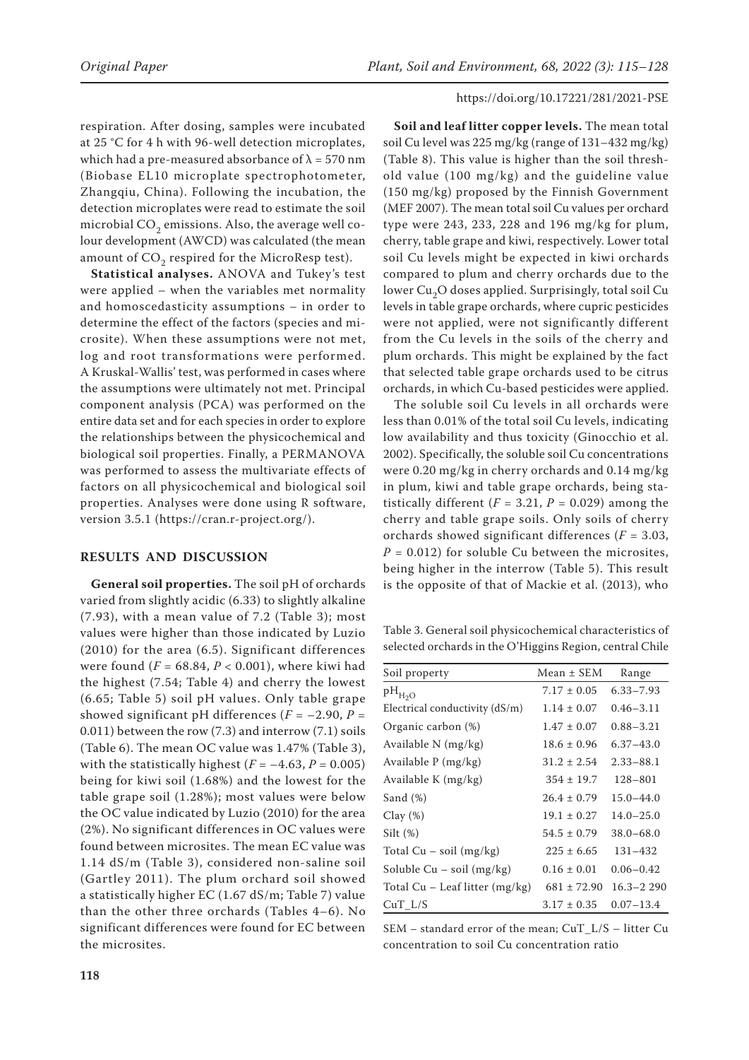respiration. After dosing, samples were incubated at 25 °C for 4 h with 96-well detection microplates, which had a pre-measured absorbance of $\lambda = 570$ nm (Biobase EL10 microplate spectrophotometer, Zhangqiu, China). Following the incubation, the detection microplates were read to estimate the soil microbial $CO_2$ emissions. Also, the average well colour development (AWCD) was calculated (the mean amount of $CO_2$ respired for the MicroResp test).

**Statistical analyses.** ANOVA and Tukey's test were applied – when the variables met normality and homoscedasticity assumptions – in order to determine the effect of the factors (species and microsite). When these assumptions were not met, log and root transformations were performed. A Kruskal-Wallis' test, was performed in cases where the assumptions were ultimately not met. Principal component analysis (PCA) was performed on the entire data set and for each species in order to explore the relationships between the physicochemical and biological soil properties. Finally, a PERMANOVA was performed to assess the multivariate effects of factors on all physicochemical and biological soil properties. Analyses were done using R software, version 3.5.1 (https://cran.r-project.org/).

## RESULTS AND DISCUSSION

**General soil properties.** The soil pH of orchards varied from slightly acidic (6.33) to slightly alkaline (7.93), with a mean value of 7.2 (Table 3); most values were higher than those indicated by Luzio (2010) for the area (6.5). Significant differences were found ($F = 68.84$, $P < 0.001$), where kiwi had the highest (7.54; Table 4) and cherry the lowest (6.65; Table 5) soil pH values. Only table grape showed significant pH differences ($F = -2.90$, $P = 0.011$) between the row (7.3) and interrow (7.1) soils (Table 6). The mean OC value was 1.47% (Table 3), with the statistically highest ($F = -4.63$, $P = 0.005$) being for kiwi soil (1.68%) and the lowest for the table grape soil (1.28%); most values were below the OC value indicated by Luzio (2010) for the area (2%). No significant differences in OC values were found between microsites. The mean EC value was 1.14 dS/m (Table 3), considered non-saline soil (Gartley 2011). The plum orchard soil showed a statistically higher EC (1.67 dS/m; Table 7) value than the other three orchards (Tables 4–6). No significant differences were found for EC between the microsites.

**Soil and leaf litter copper levels.** The mean total soil Cu level was 225 mg/kg (range of 131–432 mg/kg) (Table 8). This value is higher than the soil threshold value (100 mg/kg) and the guideline value (150 mg/kg) proposed by the Finnish Government (MEF 2007). The mean total soil Cu values per orchard type were 243, 233, 228 and 196 mg/kg for plum, cherry, table grape and kiwi, respectively. Lower total soil Cu levels might be expected in kiwi orchards compared to plum and cherry orchards due to the lower $Cu_2O$ doses applied. Surprisingly, total soil Cu levels in table grape orchards, where cupric pesticides were not applied, were not significantly different from the Cu levels in the soils of the cherry and plum orchards. This might be explained by the fact that selected table grape orchards used to be citrus orchards, in which Cu-based pesticides were applied.

The soluble soil Cu levels in all orchards were less than 0.01% of the total soil Cu levels, indicating low availability and thus toxicity (Ginocchio et al. 2002). Specifically, the soluble soil Cu concentrations were 0.20 mg/kg in cherry orchards and 0.14 mg/kg in plum, kiwi and table grape orchards, being statistically different ($F = 3.21$, $P = 0.029$) among the cherry and table grape soils. Only soils of cherry orchards showed significant differences ($F = 3.03$, $P = 0.012$) for soluble Cu between the microsites, being higher in the interrow (Table 5). This result is the opposite of that of Mackie et al. (2013), who

Table 3. General soil physicochemical characteristics of selected orchards in the O'Higgins Region, central Chile

| Soil property | Mean ± SEM | Range |
|---|---|---|
| $pH_{H_2O}$ | 7.17 ± 0.05 | 6.33–7.93 |
| Electrical conductivity (dS/m) | 1.14 ± 0.07 | 0.46–3.11 |
| Organic carbon (%) | 1.47 ± 0.07 | 0.88–3.21 |
| Available N (mg/kg) | 18.6 ± 0.96 | 6.37–43.0 |
| Available P (mg/kg) | 31.2 ± 2.54 | 2.33–88.1 |
| Available K (mg/kg) | 354 ± 19.7 | 128–801 |
| Sand (%) | 26.4 ± 0.79 | 15.0–44.0 |
| Clay (%) | 19.1 ± 0.27 | 14.0–25.0 |
| Silt (%) | 54.5 ± 0.79 | 38.0–68.0 |
| Total Cu – soil (mg/kg) | 225 ± 6.65 | 131–432 |
| Soluble Cu – soil (mg/kg) | 0.16 ± 0.01 | 0.06–0.42 |
| Total Cu – Leaf litter (mg/kg) | 681 ± 72.90 | 16.3–2 290 |
| CuT_L/S | 3.17 ± 0.35 | 0.07–13.4 |

SEM – standard error of the mean; CuT_L/S – litter Cu concentration to soil Cu concentration ratio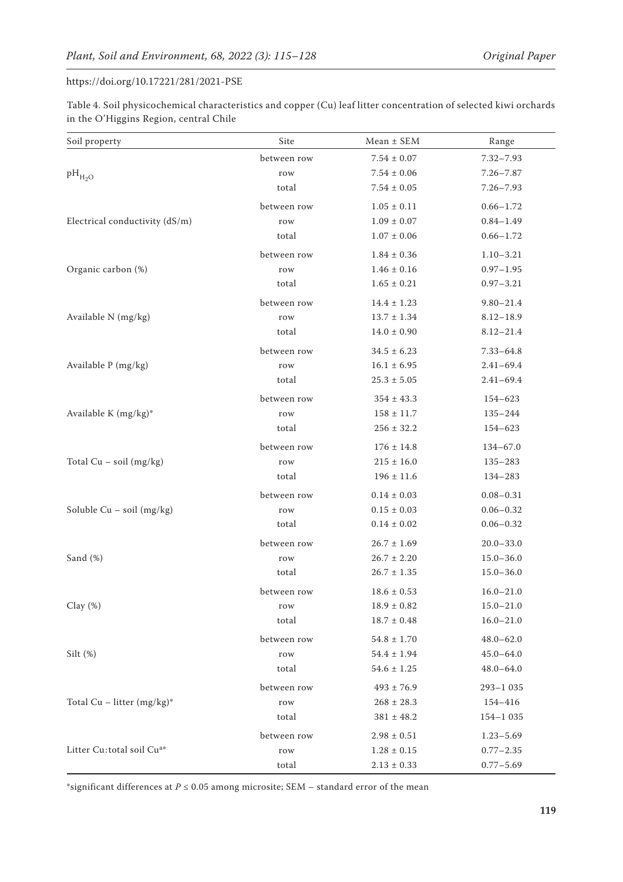Table 4. Soil physicochemical characteristics and copper (Cu) leaf litter concentration of selected kiwi orchards in the O'Higgins Region, central Chile

| Soil property | Site | Mean ± SEM | Range |
|---|---|---|---|
| $pH_{H_2O}$ | between row | 7.54 ± 0.07 | 7.32–7.93 |
| | row | 7.54 ± 0.06 | 7.26–7.87 |
| | total | 7.54 ± 0.05 | 7.26–7.93 |
| Electrical conductivity (dS/m) | between row | 1.05 ± 0.11 | 0.66–1.72 |
| | row | 1.09 ± 0.07 | 0.84–1.49 |
| | total | 1.07 ± 0.06 | 0.66–1.72 |
| Organic carbon (%) | between row | 1.84 ± 0.36 | 1.10–3.21 |
| | row | 1.46 ± 0.16 | 0.97–1.95 |
| | total | 1.65 ± 0.21 | 0.97–3.21 |
| Available N (mg/kg) | between row | 14.4 ± 1.23 | 9.80–21.4 |
| | row | 13.7 ± 1.34 | 8.12–18.9 |
| | total | 14.0 ± 0.90 | 8.12–21.4 |
| Available P (mg/kg) | between row | 34.5 ± 6.23 | 7.33–64.8 |
| | row | 16.1 ± 6.95 | 2.41–69.4 |
| | total | 25.3 ± 5.05 | 2.41–69.4 |
| Available K (mg/kg)* | between row | 354 ± 43.3 | 154–623 |
| | row | 158 ± 11.7 | 135–244 |
| | total | 256 ± 32.2 | 154–623 |
| Total Cu – soil (mg/kg) | between row | 176 ± 14.8 | 134–67.0 |
| | row | 215 ± 16.0 | 135–283 |
| | total | 196 ± 11.6 | 134–283 |
| Soluble Cu – soil (mg/kg) | between row | 0.14 ± 0.03 | 0.08–0.31 |
| | row | 0.15 ± 0.03 | 0.06–0.32 |
| | total | 0.14 ± 0.02 | 0.06–0.32 |
| Sand (%) | between row | 26.7 ± 1.69 | 20.0–33.0 |
| | row | 26.7 ± 2.20 | 15.0–36.0 |
| | total | 26.7 ± 1.35 | 15.0–36.0 |
| Clay (%) | between row | 18.6 ± 0.53 | 16.0–21.0 |
| | row | 18.9 ± 0.82 | 15.0–21.0 |
| | total | 18.7 ± 0.48 | 16.0–21.0 |
| Silt (%) | between row | 54.8 ± 1.70 | 48.0–62.0 |
| | row | 54.4 ± 1.94 | 45.0–64.0 |
| | total | 54.6 ± 1.25 | 48.0–64.0 |
| Total Cu – litter (mg/kg)* | between row | 493 ± 76.9 | 293–1 035 |
| | row | 268 ± 28.3 | 154–416 |
| | total | 381 ± 48.2 | 154–1 035 |
| Litter Cu:total soil Cu[a]* | between row | 2.98 ± 0.51 | 1.23–5.69 |
| | row | 1.28 ± 0.15 | 0.77–2.35 |
| | total | 2.13 ± 0.33 | 0.77–5.69 |

*significant differences at $P \leq 0.05$ among microsite; SEM – standard error of the mean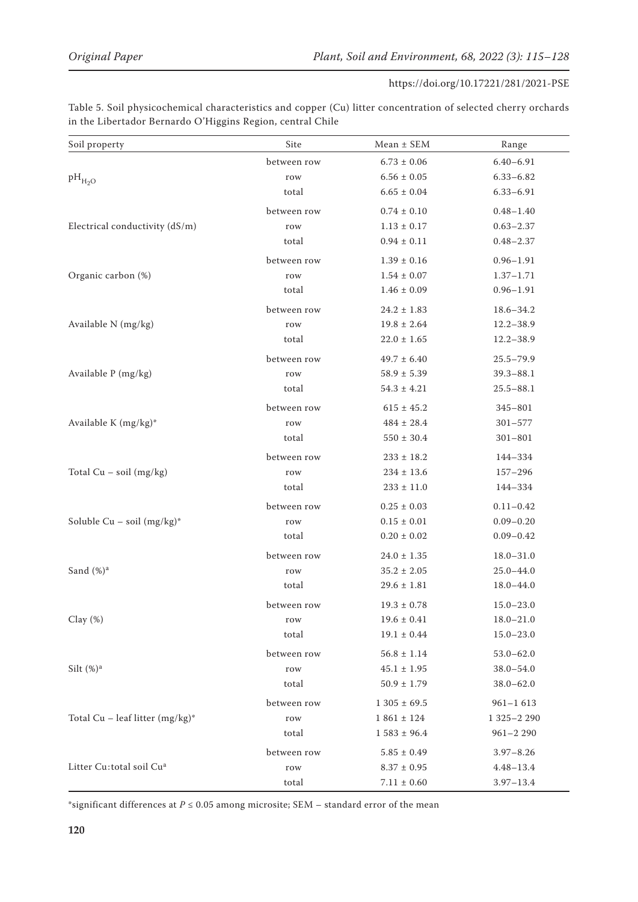Table 5. Soil physicochemical characteristics and copper (Cu) litter concentration of selected cherry orchards in the Libertador Bernardo O'Higgins Region, central Chile

| Soil property | Site | Mean ± SEM | Range |
|---|---|---|---|
| $pH_{H_2O}$ | between row | 6.73 ± 0.06 | 6.40–6.91 |
| | row | 6.56 ± 0.05 | 6.33–6.82 |
| | total | 6.65 ± 0.04 | 6.33–6.91 |
| Electrical conductivity (dS/m) | between row | 0.74 ± 0.10 | 0.48–1.40 |
| | row | 1.13 ± 0.17 | 0.63–2.37 |
| | total | 0.94 ± 0.11 | 0.48–2.37 |
| Organic carbon (%) | between row | 1.39 ± 0.16 | 0.96–1.91 |
| | row | 1.54 ± 0.07 | 1.37–1.71 |
| | total | 1.46 ± 0.09 | 0.96–1.91 |
| Available N (mg/kg) | between row | 24.2 ± 1.83 | 18.6–34.2 |
| | row | 19.8 ± 2.64 | 12.2–38.9 |
| | total | 22.0 ± 1.65 | 12.2–38.9 |
| Available P (mg/kg) | between row | 49.7 ± 6.40 | 25.5–79.9 |
| | row | 58.9 ± 5.39 | 39.3–88.1 |
| | total | 54.3 ± 4.21 | 25.5–88.1 |
| Available K (mg/kg)* | between row | 615 ± 45.2 | 345–801 |
| | row | 484 ± 28.4 | 301–577 |
| | total | 550 ± 30.4 | 301–801 |
| Total Cu – soil (mg/kg) | between row | 233 ± 18.2 | 144–334 |
| | row | 234 ± 13.6 | 157–296 |
| | total | 233 ± 11.0 | 144–334 |
| Soluble Cu – soil (mg/kg)* | between row | 0.25 ± 0.03 | 0.11–0.42 |
| | row | 0.15 ± 0.01 | 0.09–0.20 |
| | total | 0.20 ± 0.02 | 0.09–0.42 |
| Sand (%)[a] | between row | 24.0 ± 1.35 | 18.0–31.0 |
| | row | 35.2 ± 2.05 | 25.0–44.0 |
| | total | 29.6 ± 1.81 | 18.0–44.0 |
| Clay (%) | between row | 19.3 ± 0.78 | 15.0–23.0 |
| | row | 19.6 ± 0.41 | 18.0–21.0 |
| | total | 19.1 ± 0.44 | 15.0–23.0 |
| Silt (%)[a] | between row | 56.8 ± 1.14 | 53.0–62.0 |
| | row | 45.1 ± 1.95 | 38.0–54.0 |
| | total | 50.9 ± 1.79 | 38.0–62.0 |
| Total Cu – leaf litter (mg/kg)* | between row | 1 305 ± 69.5 | 961–1 613 |
| | row | 1 861 ± 124 | 1 325–2 290 |
| | total | 1 583 ± 96.4 | 961–2 290 |
| Litter Cu:total soil Cu[a] | between row | 5.85 ± 0.49 | 3.97–8.26 |
| | row | 8.37 ± 0.95 | 4.48–13.4 |
| | total | 7.11 ± 0.60 | 3.97–13.4 |

*significant differences at $P \leq 0.05$ among microsite; SEM – standard error of the mean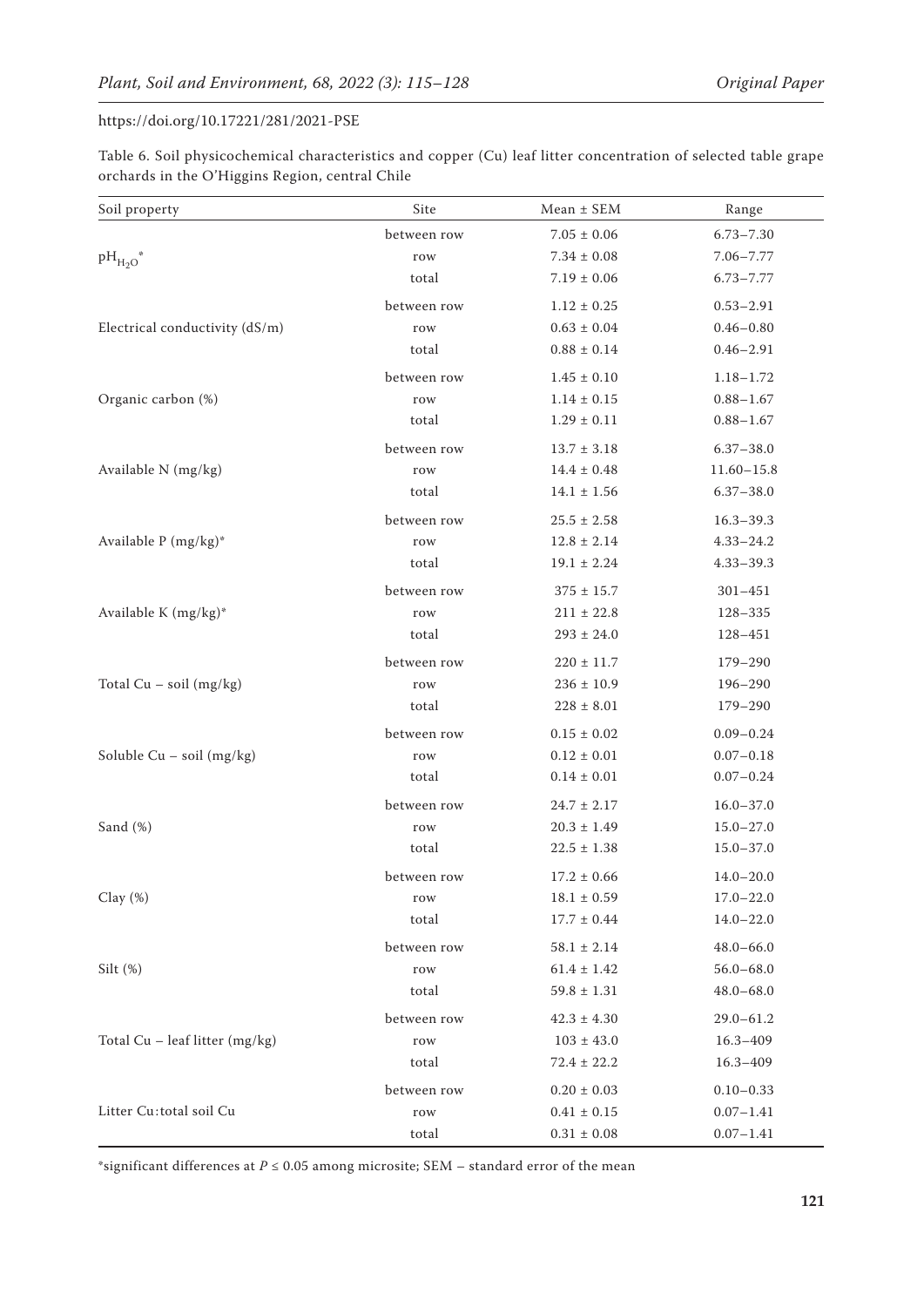Table 6. Soil physicochemical characteristics and copper (Cu) leaf litter concentration of selected table grape orchards in the O'Higgins Region, central Chile

| Soil property | Site | Mean ± SEM | Range |
|---|---|---|---|
| $pH_{H_2O}$* | between row | 7.05 ± 0.06 | 6.73–7.30 |
| | row | 7.34 ± 0.08 | 7.06–7.77 |
| | total | 7.19 ± 0.06 | 6.73–7.77 |
| Electrical conductivity (dS/m) | between row | 1.12 ± 0.25 | 0.53–2.91 |
| | row | 0.63 ± 0.04 | 0.46–0.80 |
| | total | 0.88 ± 0.14 | 0.46–2.91 |
| Organic carbon (%) | between row | 1.45 ± 0.10 | 1.18–1.72 |
| | row | 1.14 ± 0.15 | 0.88–1.67 |
| | total | 1.29 ± 0.11 | 0.88–1.67 |
| Available N (mg/kg) | between row | 13.7 ± 3.18 | 6.37–38.0 |
| | row | 14.4 ± 0.48 | 11.60–15.8 |
| | total | 14.1 ± 1.56 | 6.37–38.0 |
| Available P (mg/kg)* | between row | 25.5 ± 2.58 | 16.3–39.3 |
| | row | 12.8 ± 2.14 | 4.33–24.2 |
| | total | 19.1 ± 2.24 | 4.33–39.3 |
| Available K (mg/kg)* | between row | 375 ± 15.7 | 301–451 |
| | row | 211 ± 22.8 | 128–335 |
| | total | 293 ± 24.0 | 128–451 |
| Total Cu – soil (mg/kg) | between row | 220 ± 11.7 | 179–290 |
| | row | 236 ± 10.9 | 196–290 |
| | total | 228 ± 8.01 | 179–290 |
| Soluble Cu – soil (mg/kg) | between row | 0.15 ± 0.02 | 0.09–0.24 |
| | row | 0.12 ± 0.01 | 0.07–0.18 |
| | total | 0.14 ± 0.01 | 0.07–0.24 |
| Sand (%) | between row | 24.7 ± 2.17 | 16.0–37.0 |
| | row | 20.3 ± 1.49 | 15.0–27.0 |
| | total | 22.5 ± 1.38 | 15.0–37.0 |
| Clay (%) | between row | 17.2 ± 0.66 | 14.0–20.0 |
| | row | 18.1 ± 0.59 | 17.0–22.0 |
| | total | 17.7 ± 0.44 | 14.0–22.0 |
| Silt (%) | between row | 58.1 ± 2.14 | 48.0–66.0 |
| | row | 61.4 ± 1.42 | 56.0–68.0 |
| | total | 59.8 ± 1.31 | 48.0–68.0 |
| Total Cu – leaf litter (mg/kg) | between row | 42.3 ± 4.30 | 29.0–61.2 |
| | row | 103 ± 43.0 | 16.3–409 |
| | total | 72.4 ± 22.2 | 16.3–409 |
| Litter Cu:total soil Cu | between row | 0.20 ± 0.03 | 0.10–0.33 |
| | row | 0.41 ± 0.15 | 0.07–1.41 |
| | total | 0.31 ± 0.08 | 0.07–1.41 |

*significant differences at $P \leq 0.05$ among microsite; SEM – standard error of the mean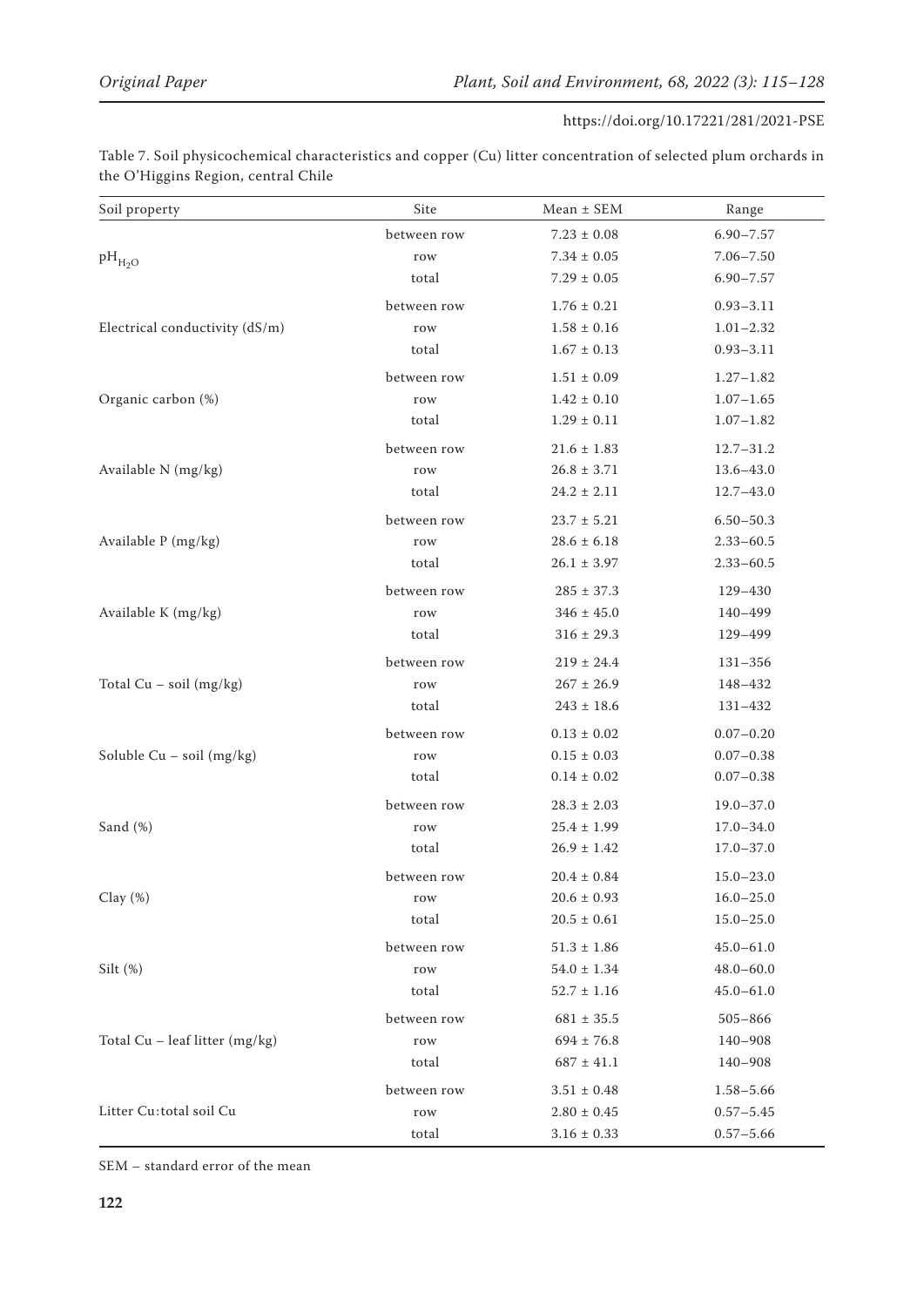Table 7. Soil physicochemical characteristics and copper (Cu) litter concentration of selected plum orchards in the O'Higgins Region, central Chile

| Soil property | Site | Mean ± SEM | Range |
|---|---|---|---|
| $pH_{H_2O}$ | between row | 7.23 ± 0.08 | 6.90–7.57 |
| | row | 7.34 ± 0.05 | 7.06–7.50 |
| | total | 7.29 ± 0.05 | 6.90–7.57 |
| Electrical conductivity (dS/m) | between row | 1.76 ± 0.21 | 0.93–3.11 |
| | row | 1.58 ± 0.16 | 1.01–2.32 |
| | total | 1.67 ± 0.13 | 0.93–3.11 |
| Organic carbon (%) | between row | 1.51 ± 0.09 | 1.27–1.82 |
| | row | 1.42 ± 0.10 | 1.07–1.65 |
| | total | 1.29 ± 0.11 | 1.07–1.82 |
| Available N (mg/kg) | between row | 21.6 ± 1.83 | 12.7–31.2 |
| | row | 26.8 ± 3.71 | 13.6–43.0 |
| | total | 24.2 ± 2.11 | 12.7–43.0 |
| Available P (mg/kg) | between row | 23.7 ± 5.21 | 6.50–50.3 |
| | row | 28.6 ± 6.18 | 2.33–60.5 |
| | total | 26.1 ± 3.97 | 2.33–60.5 |
| Available K (mg/kg) | between row | 285 ± 37.3 | 129–430 |
| | row | 346 ± 45.0 | 140–499 |
| | total | 316 ± 29.3 | 129–499 |
| Total Cu – soil (mg/kg) | between row | 219 ± 24.4 | 131–356 |
| | row | 267 ± 26.9 | 148–432 |
| | total | 243 ± 18.6 | 131–432 |
| Soluble Cu – soil (mg/kg) | between row | 0.13 ± 0.02 | 0.07–0.20 |
| | row | 0.15 ± 0.03 | 0.07–0.38 |
| | total | 0.14 ± 0.02 | 0.07–0.38 |
| Sand (%) | between row | 28.3 ± 2.03 | 19.0–37.0 |
| | row | 25.4 ± 1.99 | 17.0–34.0 |
| | total | 26.9 ± 1.42 | 17.0–37.0 |
| Clay (%) | between row | 20.4 ± 0.84 | 15.0–23.0 |
| | row | 20.6 ± 0.93 | 16.0–25.0 |
| | total | 20.5 ± 0.61 | 15.0–25.0 |
| Silt (%) | between row | 51.3 ± 1.86 | 45.0–61.0 |
| | row | 54.0 ± 1.34 | 48.0–60.0 |
| | total | 52.7 ± 1.16 | 45.0–61.0 |
| Total Cu – leaf litter (mg/kg) | between row | 681 ± 35.5 | 505–866 |
| | row | 694 ± 76.8 | 140–908 |
| | total | 687 ± 41.1 | 140–908 |
| Litter Cu:total soil Cu | between row | 3.51 ± 0.48 | 1.58–5.66 |
| | row | 2.80 ± 0.45 | 0.57–5.45 |
| | total | 3.16 ± 0.33 | 0.57–5.66 |

SEM – standard error of the mean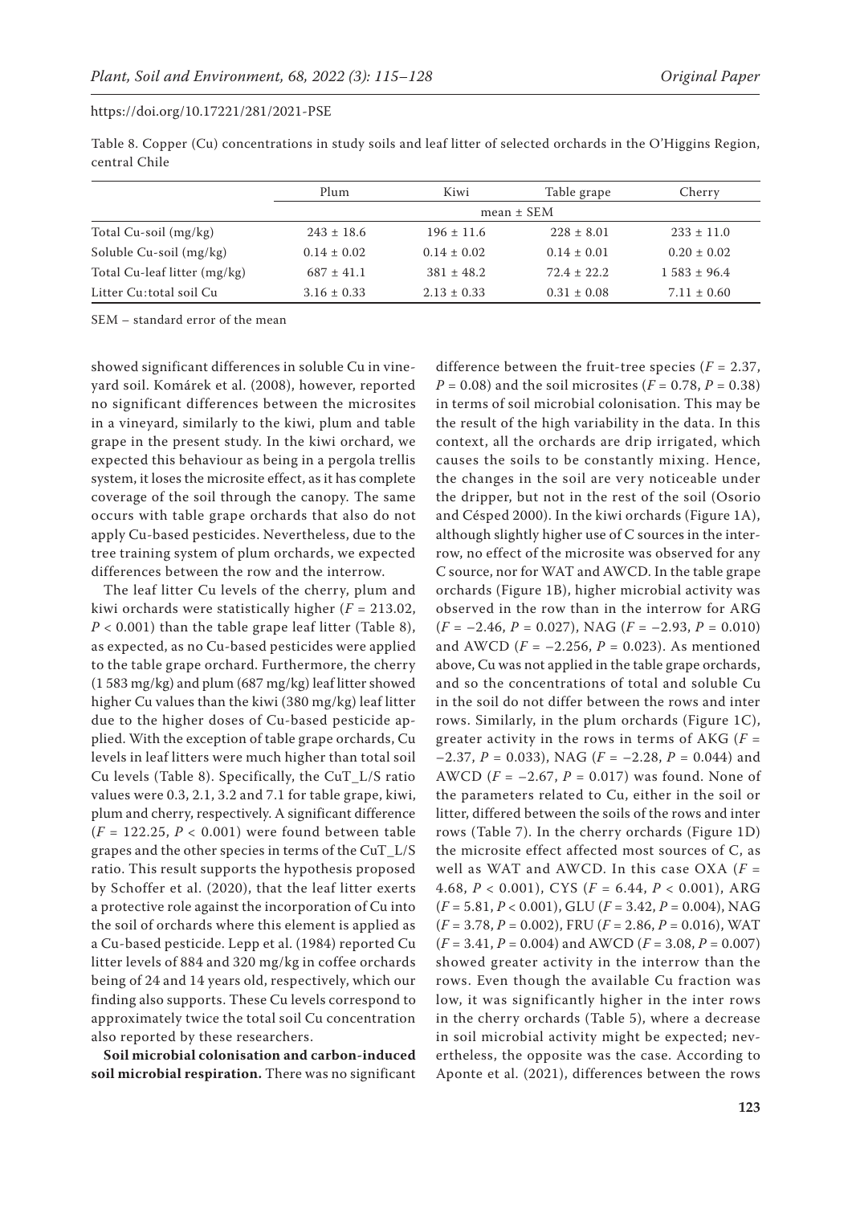Table 8. Copper (Cu) concentrations in study soils and leaf litter of selected orchards in the O'Higgins Region, central Chile

| | Plum | Kiwi | Table grape | Cherry |
|---|---|---|---|---|
| | mean ± SEM | | | |
| Total Cu-soil (mg/kg) | 243 ± 18.6 | 196 ± 11.6 | 228 ± 8.01 | 233 ± 11.0 |
| Soluble Cu-soil (mg/kg) | 0.14 ± 0.02 | 0.14 ± 0.02 | 0.14 ± 0.01 | 0.20 ± 0.02 |
| Total Cu-leaf litter (mg/kg) | 687 ± 41.1 | 381 ± 48.2 | 72.4 ± 22.2 | 1 583 ± 96.4 |
| Litter Cu:total soil Cu | 3.16 ± 0.33 | 2.13 ± 0.33 | 0.31 ± 0.08 | 7.11 ± 0.60 |

SEM – standard error of the mean

showed significant differences in soluble Cu in vineyard soil. Komárek et al. (2008), however, reported no significant differences between the microsites in a vineyard, similarly to the kiwi, plum and table grape in the present study. In the kiwi orchard, we expected this behaviour as being in a pergola trellis system, it loses the microsite effect, as it has complete coverage of the soil through the canopy. The same occurs with table grape orchards that also do not apply Cu-based pesticides. Nevertheless, due to the tree training system of plum orchards, we expected differences between the row and the interrow.

The leaf litter Cu levels of the cherry, plum and kiwi orchards were statistically higher ($F = 213.02$, $P < 0.001$) than the table grape leaf litter (Table 8), as expected, as no Cu-based pesticides were applied to the table grape orchard. Furthermore, the cherry (1 583 mg/kg) and plum (687 mg/kg) leaf litter showed higher Cu values than the kiwi (380 mg/kg) leaf litter due to the higher doses of Cu-based pesticide applied. With the exception of table grape orchards, Cu levels in leaf litters were much higher than total soil Cu levels (Table 8). Specifically, the CuT_L/S ratio values were 0.3, 2.1, 3.2 and 7.1 for table grape, kiwi, plum and cherry, respectively. A significant difference ($F = 122.25$, $P < 0.001$) were found between table grapes and the other species in terms of the CuT_L/S ratio. This result supports the hypothesis proposed by Schoffer et al. (2020), that the leaf litter exerts a protective role against the incorporation of Cu into the soil of orchards where this element is applied as a Cu-based pesticide. Lepp et al. (1984) reported Cu litter levels of 884 and 320 mg/kg in coffee orchards being of 24 and 14 years old, respectively, which our finding also supports. These Cu levels correspond to approximately twice the total soil Cu concentration also reported by these researchers.

**Soil microbial colonisation and carbon-induced soil microbial respiration.** There was no significant difference between the fruit-tree species ($F = 2.37$, $P = 0.08$) and the soil microsites ($F = 0.78$, $P = 0.38$) in terms of soil microbial colonisation. This may be the result of the high variability in the data. In this context, all the orchards are drip irrigated, which causes the soils to be constantly mixing. Hence, the changes in the soil are very noticeable under the dripper, but not in the rest of the soil (Osorio and Césped 2000). In the kiwi orchards (Figure 1A), although slightly higher use of C sources in the interrow, no effect of the microsite was observed for any C source, nor for WAT and AWCD. In the table grape orchards (Figure 1B), higher microbial activity was observed in the row than in the interrow for ARG ($F = -2.46$, $P = 0.027$), NAG ($F = -2.93$, $P = 0.010$) and AWCD ($F = -2.256$, $P = 0.023$). As mentioned above, Cu was not applied in the table grape orchards, and so the concentrations of total and soluble Cu in the soil do not differ between the rows and inter rows. Similarly, in the plum orchards (Figure 1C), greater activity in the rows in terms of AKG ($F = -2.37$, $P = 0.033$), NAG ($F = -2.28$, $P = 0.044$) and AWCD ($F = -2.67$, $P = 0.017$) was found. None of the parameters related to Cu, either in the soil or litter, differed between the soils of the rows and inter rows (Table 7). In the cherry orchards (Figure 1D) the microsite effect affected most sources of C, as well as WAT and AWCD. In this case OXA ($F = 4.68$, $P < 0.001$), CYS ($F = 6.44$, $P < 0.001$), ARG ($F = 5.81$, $P < 0.001$), GLU ($F = 3.42$, $P = 0.004$), NAG ($F = 3.78$, $P = 0.002$), FRU ($F = 2.86$, $P = 0.016$), WAT ($F = 3.41$, $P = 0.004$) and AWCD ($F = 3.08$, $P = 0.007$) showed greater activity in the interrow than the rows. Even though the available Cu fraction was low, it was significantly higher in the inter rows in the cherry orchards (Table 5), where a decrease in soil microbial activity might be expected; nevertheless, the opposite was the case. According to Aponte et al. (2021), differences between the rows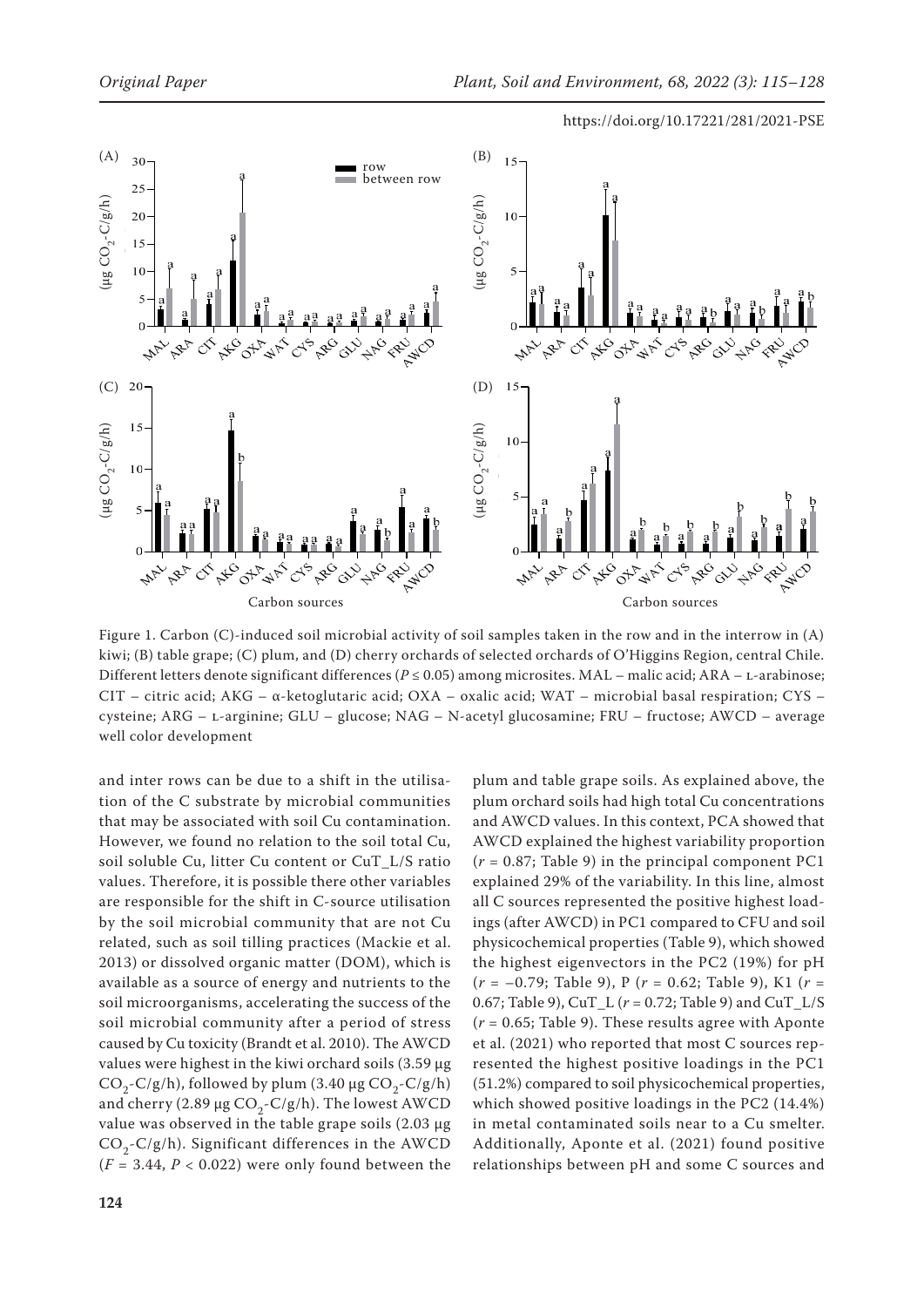Figure 1. Carbon (C)-induced soil microbial activity of soil samples taken in the row and in the interrow in (A) kiwi; (B) table grape; (C) plum, and (D) cherry orchards of selected orchards of O'Higgins Region, central Chile. Different letters denote significant differences ($P \leq 0.05$) among microsites. MAL – malic acid; ARA – L-arabinose; CIT – citric acid; AKG – α-ketoglutaric acid; OXA – oxalic acid; WAT – microbial basal respiration; CYS – cysteine; ARG – L-arginine; GLU – glucose; NAG – N-acetyl glucosamine; FRU – fructose; AWCD – average well color development

and inter rows can be due to a shift in the utilisation of the C substrate by microbial communities that may be associated with soil Cu contamination. However, we found no relation to the soil total Cu, soil soluble Cu, litter Cu content or CuT_L/S ratio values. Therefore, it is possible there other variables are responsible for the shift in C-source utilisation by the soil microbial community that are not Cu related, such as soil tilling practices (Mackie et al. 2013) or dissolved organic matter (DOM), which is available as a source of energy and nutrients to the soil microorganisms, accelerating the success of the soil microbial community after a period of stress caused by Cu toxicity (Brandt et al. 2010). The AWCD values were highest in the kiwi orchard soils (3.59 µg $CO_2$-C/g/h), followed by plum (3.40 µg $CO_2$-C/g/h) and cherry (2.89 µg $CO_2$-C/g/h). The lowest AWCD value was observed in the table grape soils (2.03 µg $CO_2$-C/g/h). Significant differences in the AWCD ($F = 3.44$, $P < 0.022$) were only found between the plum and table grape soils. As explained above, the plum orchard soils had high total Cu concentrations and AWCD values. In this context, PCA showed that AWCD explained the highest variability proportion ($r = 0.87$; Table 9) in the principal component PC1 explained 29% of the variability. In this line, almost all C sources represented the positive highest loadings (after AWCD) in PC1 compared to CFU and soil physicochemical properties (Table 9), which showed the highest eigenvectors in the PC2 (19%) for pH ($r = -0.79$; Table 9), P ($r = 0.62$; Table 9), K1 ($r = 0.67$; Table 9), CuT_L ($r = 0.72$; Table 9) and CuT_L/S ($r = 0.65$; Table 9). These results agree with Aponte et al. (2021) who reported that most C sources represented the highest positive loadings in the PC1 (51.2%) compared to soil physicochemical properties, which showed positive loadings in the PC2 (14.4%) in metal contaminated soils near to a Cu smelter. Additionally, Aponte et al. (2021) found positive relationships between pH and some C sources and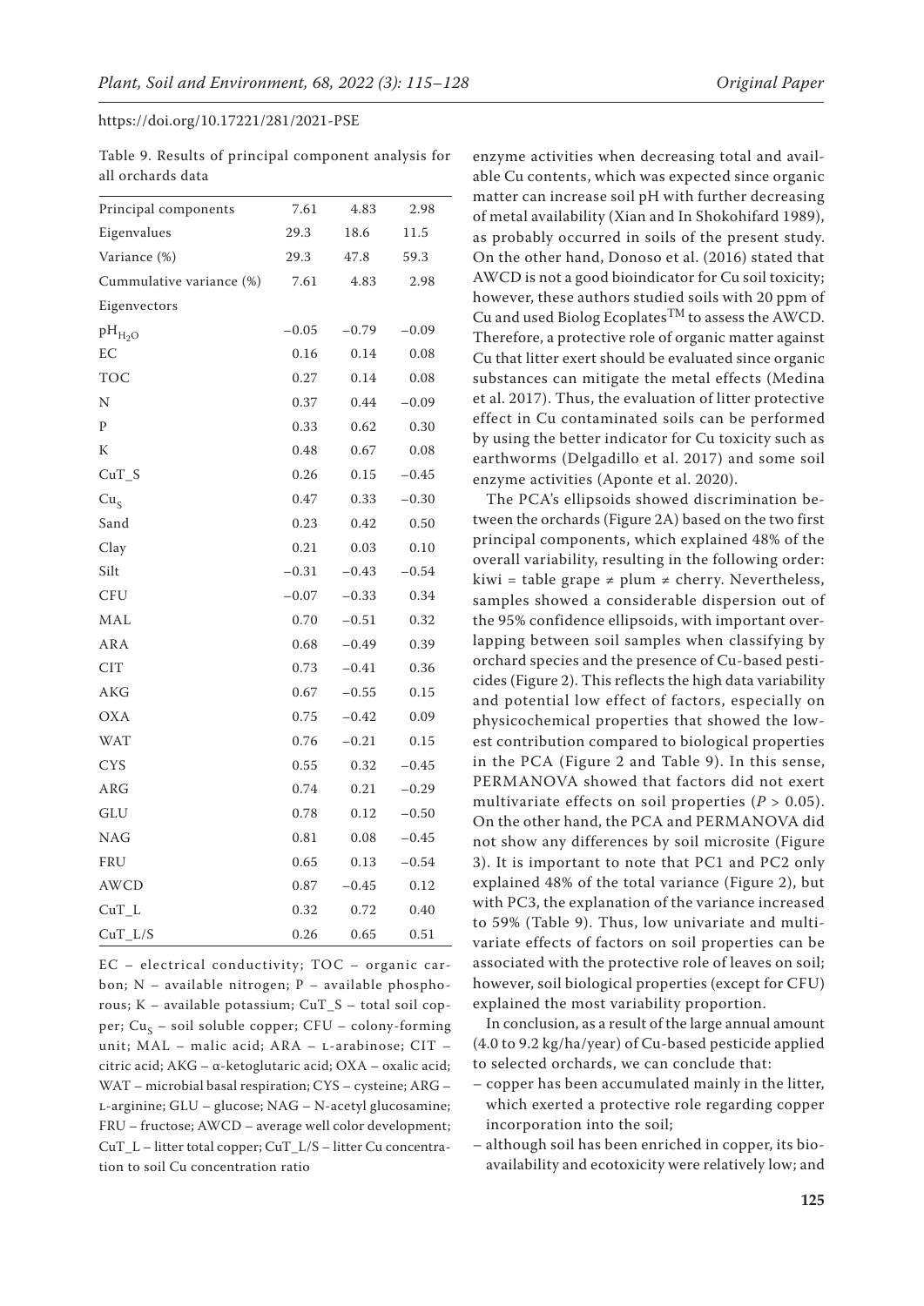Table 9. Results of principal component analysis for all orchards data

| Principal components | 7.61 | 4.83 | 2.98 |
|---|---|---|---|
| Eigenvalues | 29.3 | 18.6 | 11.5 |
| Variance (%) | 29.3 | 47.8 | 59.3 |
| Cummulative variance (%) | 7.61 | 4.83 | 2.98 |
| Eigenvectors | | | |
| $pH_{H_2O}$ | –0.05 | –0.79 | –0.09 |
| EC | 0.16 | 0.14 | 0.08 |
| TOC | 0.27 | 0.14 | 0.08 |
| N | 0.37 | 0.44 | –0.09 |
| P | 0.33 | 0.62 | 0.30 |
| K | 0.48 | 0.67 | 0.08 |
| CuT_S | 0.26 | 0.15 | –0.45 |
| $Cu_S$ | 0.47 | 0.33 | –0.30 |
| Sand | 0.23 | 0.42 | 0.50 |
| Clay | 0.21 | 0.03 | 0.10 |
| Silt | –0.31 | –0.43 | –0.54 |
| CFU | –0.07 | –0.33 | 0.34 |
| MAL | 0.70 | –0.51 | 0.32 |
| ARA | 0.68 | –0.49 | 0.39 |
| CIT | 0.73 | –0.41 | 0.36 |
| AKG | 0.67 | –0.55 | 0.15 |
| OXA | 0.75 | –0.42 | 0.09 |
| WAT | 0.76 | –0.21 | 0.15 |
| CYS | 0.55 | 0.32 | –0.45 |
| ARG | 0.74 | 0.21 | –0.29 |
| GLU | 0.78 | 0.12 | –0.50 |
| NAG | 0.81 | 0.08 | –0.45 |
| FRU | 0.65 | 0.13 | –0.54 |
| AWCD | 0.87 | –0.45 | 0.12 |
| CuT_L | 0.32 | 0.72 | 0.40 |
| CuT_L/S | 0.26 | 0.65 | 0.51 |

EC – electrical conductivity; TOC – organic carbon; N – available nitrogen; P – available phosphorous; K – available potassium; CuT_S – total soil copper; $Cu_S$ – soil soluble copper; CFU – colony-forming unit; MAL – malic acid; ARA – L-arabinose; CIT – citric acid; AKG – α-ketoglutaric acid; OXA – oxalic acid; WAT – microbial basal respiration; CYS – cysteine; ARG – L-arginine; GLU – glucose; NAG – N-acetyl glucosamine; FRU – fructose; AWCD – average well color development; CuT_L – litter total copper; CuT_L/S – litter Cu concentration to soil Cu concentration ratio

enzyme activities when decreasing total and available Cu contents, which was expected since organic matter can increase soil pH with further decreasing of metal availability (Xian and In Shokohifard 1989), as probably occurred in soils of the present study. On the other hand, Donoso et al. (2016) stated that AWCD is not a good bioindicator for Cu soil toxicity; however, these authors studied soils with 20 ppm of Cu and used Biolog Ecoplates™ to assess the AWCD. Therefore, a protective role of organic matter against Cu that litter exert should be evaluated since organic substances can mitigate the metal effects (Medina et al. 2017). Thus, the evaluation of litter protective effect in Cu contaminated soils can be performed by using the better indicator for Cu toxicity such as earthworms (Delgadillo et al. 2017) and some soil enzyme activities (Aponte et al. 2020).

The PCA's ellipsoids showed discrimination between the orchards (Figure 2A) based on the two first principal components, which explained 48% of the overall variability, resulting in the following order: kiwi = table grape ≠ plum ≠ cherry. Nevertheless, samples showed a considerable dispersion out of the 95% confidence ellipsoids, with important overlapping between soil samples when classifying by orchard species and the presence of Cu-based pesticides (Figure 2). This reflects the high data variability and potential low effect of factors, especially on physicochemical properties that showed the lowest contribution compared to biological properties in the PCA (Figure 2 and Table 9). In this sense, PERMANOVA showed that factors did not exert multivariate effects on soil properties ($P > 0.05$). On the other hand, the PCA and PERMANOVA did not show any differences by soil microsite (Figure 3). It is important to note that PC1 and PC2 only explained 48% of the total variance (Figure 2), but with PC3, the explanation of the variance increased to 59% (Table 9). Thus, low univariate and multivariate effects of factors on soil properties can be associated with the protective role of leaves on soil; however, soil biological properties (except for CFU) explained the most variability proportion.

In conclusion, as a result of the large annual amount (4.0 to 9.2 kg/ha/year) of Cu-based pesticide applied to selected orchards, we can conclude that:

- copper has been accumulated mainly in the litter, which exerted a protective role regarding copper incorporation into the soil;
- although soil has been enriched in copper, its bioavailability and ecotoxicity were relatively low; and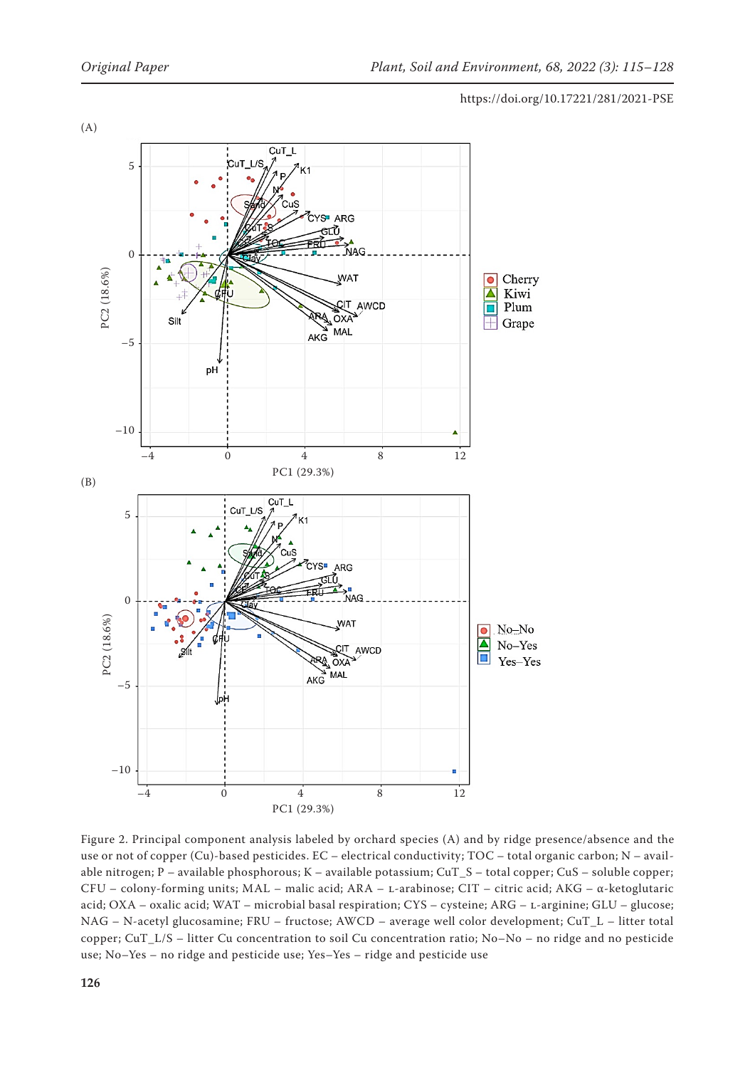(A)

(B)

Figure 2. Principal component analysis labeled by orchard species (A) and by ridge presence/absence and the use or not of copper (Cu)-based pesticides. EC – electrical conductivity; TOC – total organic carbon; N – available nitrogen; P – available phosphorous; K – available potassium; CuT_S – total copper; CuS – soluble copper; CFU – colony-forming units; MAL – malic acid; ARA – L-arabinose; CIT – citric acid; AKG – α-ketoglutaric acid; OXA – oxalic acid; WAT – microbial basal respiration; CYS – cysteine; ARG – L-arginine; GLU – glucose; NAG – N-acetyl glucosamine; FRU – fructose; AWCD – average well color development; CuT_L – litter total copper; CuT_L/S – litter Cu concentration to soil Cu concentration ratio; No–No – no ridge and no pesticide use; No–Yes – no ridge and pesticide use; Yes–Yes – ridge and pesticide use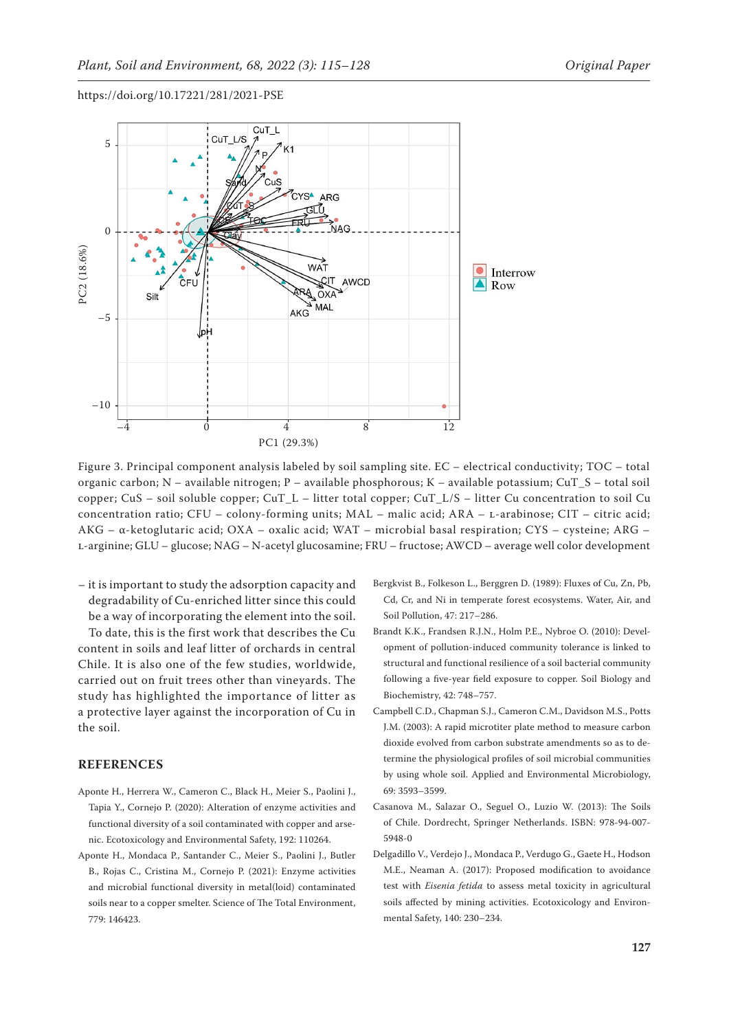Figure 3. Principal component analysis labeled by soil sampling site. EC – electrical conductivity; TOC – total organic carbon; N – available nitrogen; P – available phosphorous; K – available potassium; CuT_S – total soil copper; CuS – soil soluble copper; CuT_L – litter total copper; CuT_L/S – litter Cu concentration to soil Cu concentration ratio; CFU – colony-forming units; MAL – malic acid; ARA – L-arabinose; CIT – citric acid; AKG – α-ketoglutaric acid; OXA – oxalic acid; WAT – microbial basal respiration; CYS – cysteine; ARG – L-arginine; GLU – glucose; NAG – N-acetyl glucosamine; FRU – fructose; AWCD – average well color development

– it is important to study the adsorption capacity and degradability of Cu-enriched litter since this could be a way of incorporating the element into the soil.

To date, this is the first work that describes the Cu content in soils and leaf litter of orchards in central Chile. It is also one of the few studies, worldwide, carried out on fruit trees other than vineyards. The study has highlighted the importance of litter as a protective layer against the incorporation of Cu in the soil.

## REFERENCES

Aponte H., Herrera W., Cameron C., Black H., Meier S., Paolini J., Tapia Y., Cornejo P. (2020): Alteration of enzyme activities and functional diversity of a soil contaminated with copper and arsenic. Ecotoxicology and Environmental Safety, 192: 110264.

Aponte H., Mondaca P., Santander C., Meier S., Paolini J., Butler B., Rojas C., Cristina M., Cornejo P. (2021): Enzyme activities and microbial functional diversity in metal(loid) contaminated soils near to a copper smelter. Science of The Total Environment, 779: 146423.

Bergkvist B., Folkeson L., Berggren D. (1989): Fluxes of Cu, Zn, Pb, Cd, Cr, and Ni in temperate forest ecosystems. Water, Air, and Soil Pollution, 47: 217–286.

Brandt K.K., Frandsen R.J.N., Holm P.E., Nybroe O. (2010): Development of pollution-induced community tolerance is linked to structural and functional resilience of a soil bacterial community following a five-year field exposure to copper. Soil Biology and Biochemistry, 42: 748–757.

Campbell C.D., Chapman S.J., Cameron C.M., Davidson M.S., Potts J.M. (2003): A rapid microtiter plate method to measure carbon dioxide evolved from carbon substrate amendments so as to determine the physiological profiles of soil microbial communities by using whole soil. Applied and Environmental Microbiology, 69: 3593–3599.

Casanova M., Salazar O., Seguel O., Luzio W. (2013): The Soils of Chile. Dordrecht, Springer Netherlands. ISBN: 978-94-007-5948-0

Delgadillo V., Verdejo J., Mondaca P., Verdugo G., Gaete H., Hodson M.E., Neaman A. (2017): Proposed modification to avoidance test with *Eisenia fetida* to assess metal toxicity in agricultural soils affected by mining activities. Ecotoxicology and Environmental Safety, 140: 230–234.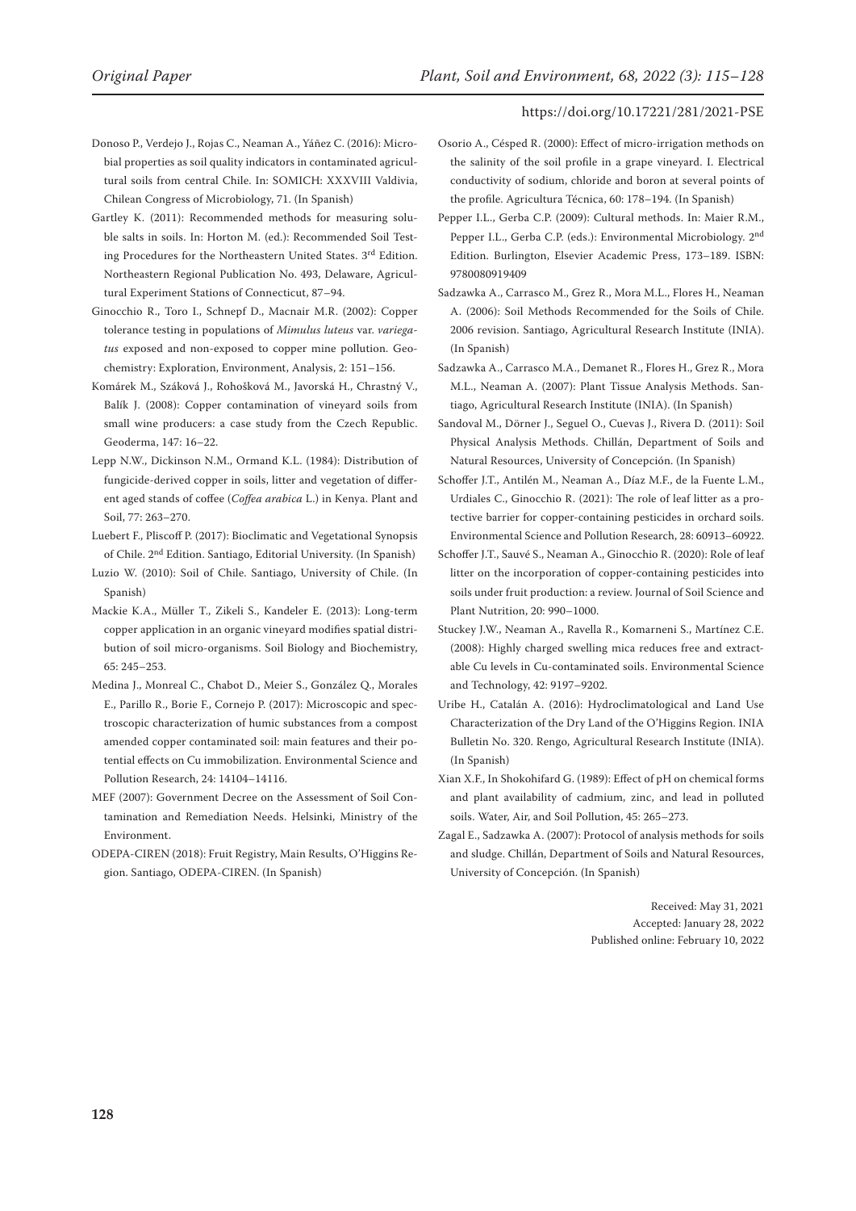Donoso P., Verdejo J., Rojas C., Neaman A., Yáñez C. (2016): Microbial properties as soil quality indicators in contaminated agricultural soils from central Chile. In: SOMICH: XXXVIII Valdivia, Chilean Congress of Microbiology, 71. (In Spanish)

Gartley K. (2011): Recommended methods for measuring soluble salts in soils. In: Horton M. (ed.): Recommended Soil Testing Procedures for the Northeastern United States. 3rd Edition. Northeastern Regional Publication No. 493, Delaware, Agricultural Experiment Stations of Connecticut, 87–94.

Ginocchio R., Toro I., Schnepf D., Macnair M.R. (2002): Copper tolerance testing in populations of *Mimulus luteus* var. *variegatus* exposed and non-exposed to copper mine pollution. Geochemistry: Exploration, Environment, Analysis, 2: 151–156.

Komárek M., Száková J., Rohošková M., Javorská H., Chrastný V., Balík J. (2008): Copper contamination of vineyard soils from small wine producers: a case study from the Czech Republic. Geoderma, 147: 16–22.

Lepp N.W., Dickinson N.M., Ormand K.L. (1984): Distribution of fungicide-derived copper in soils, litter and vegetation of different aged stands of coffee (*Coffea arabica* L.) in Kenya. Plant and Soil, 77: 263–270.

Luebert F., Pliscoff P. (2017): Bioclimatic and Vegetational Synopsis of Chile. 2nd Edition. Santiago, Editorial University. (In Spanish)

Luzio W. (2010): Soil of Chile. Santiago, University of Chile. (In Spanish)

Mackie K.A., Müller T., Zikeli S., Kandeler E. (2013): Long-term copper application in an organic vineyard modifies spatial distribution of soil micro-organisms. Soil Biology and Biochemistry, 65: 245–253.

Medina J., Monreal C., Chabot D., Meier S., González Q., Morales E., Parillo R., Borie F., Cornejo P. (2017): Microscopic and spectroscopic characterization of humic substances from a compost amended copper contaminated soil: main features and their potential effects on Cu immobilization. Environmental Science and Pollution Research, 24: 14104–14116.

MEF (2007): Government Decree on the Assessment of Soil Contamination and Remediation Needs. Helsinki, Ministry of the Environment.

ODEPA-CIREN (2018): Fruit Registry, Main Results, O'Higgins Region. Santiago, ODEPA-CIREN. (In Spanish)

Osorio A., Césped R. (2000): Effect of micro-irrigation methods on the salinity of the soil profile in a grape vineyard. I. Electrical conductivity of sodium, chloride and boron at several points of the profile. Agricultura Técnica, 60: 178–194. (In Spanish)

Pepper I.L., Gerba C.P. (2009): Cultural methods. In: Maier R.M., Pepper I.L., Gerba C.P. (eds.): Environmental Microbiology. 2nd Edition. Burlington, Elsevier Academic Press, 173–189. ISBN: 9780080919409

Sadzawka A., Carrasco M., Grez R., Mora M.L., Flores H., Neaman A. (2006): Soil Methods Recommended for the Soils of Chile. 2006 revision. Santiago, Agricultural Research Institute (INIA). (In Spanish)

Sadzawka A., Carrasco M.A., Demanet R., Flores H., Grez R., Mora M.L., Neaman A. (2007): Plant Tissue Analysis Methods. Santiago, Agricultural Research Institute (INIA). (In Spanish)

Sandoval M., Dörner J., Seguel O., Cuevas J., Rivera D. (2011): Soil Physical Analysis Methods. Chillán, Department of Soils and Natural Resources, University of Concepción. (In Spanish)

Schoffer J.T., Antilén M., Neaman A., Díaz M.F., de la Fuente L.M., Urdiales C., Ginocchio R. (2021): The role of leaf litter as a protective barrier for copper-containing pesticides in orchard soils. Environmental Science and Pollution Research, 28: 60913–60922.

Schoffer J.T., Sauvé S., Neaman A., Ginocchio R. (2020): Role of leaf litter on the incorporation of copper-containing pesticides into soils under fruit production: a review. Journal of Soil Science and Plant Nutrition, 20: 990–1000.

Stuckey J.W., Neaman A., Ravella R., Komarneni S., Martínez C.E. (2008): Highly charged swelling mica reduces free and extractable Cu levels in Cu-contaminated soils. Environmental Science and Technology, 42: 9197–9202.

Uribe H., Catalán A. (2016): Hydroclimatological and Land Use Characterization of the Dry Land of the O'Higgins Region. INIA Bulletin No. 320. Rengo, Agricultural Research Institute (INIA). (In Spanish)

Xian X.F., In Shokohifard G. (1989): Effect of pH on chemical forms and plant availability of cadmium, zinc, and lead in polluted soils. Water, Air, and Soil Pollution, 45: 265–273.

Zagal E., Sadzawka A. (2007): Protocol of analysis methods for soils and sludge. Chillán, Department of Soils and Natural Resources, University of Concepción. (In Spanish)

Received: May 31, 2021
Accepted: January 28, 2022
Published online: February 10, 2022